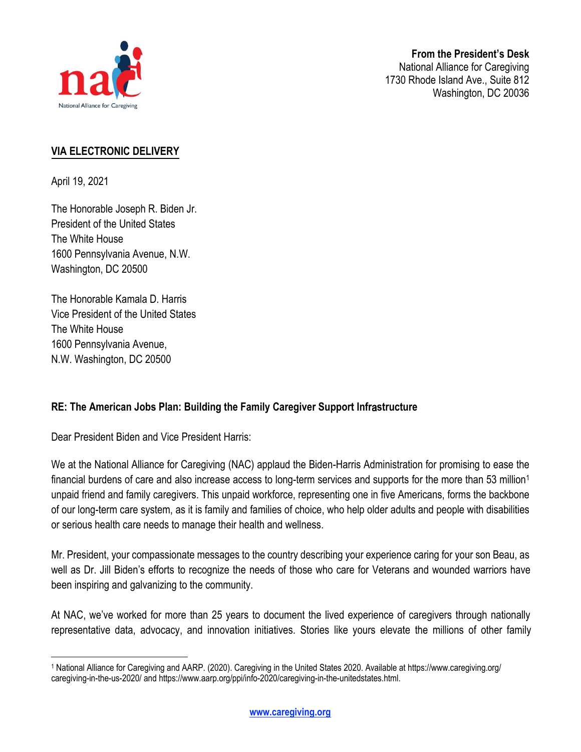**From the President's Desk**
National Alliance for Caregiving
1730 Rhode Island Ave., Suite 812
Washington, DC 20036

**VIA ELECTRONIC DELIVERY**

April 19, 2021

The Honorable Joseph R. Biden Jr.
President of the United States
The White House
1600 Pennsylvania Avenue, N.W.
Washington, DC 20500

The Honorable Kamala D. Harris
Vice President of the United States
The White House
1600 Pennsylvania Avenue,
N.W. Washington, DC 20500

**RE: The American Jobs Plan: Building the Family Caregiver Support Infrastructure**

Dear President Biden and Vice President Harris:

We at the National Alliance for Caregiving (NAC) applaud the Biden-Harris Administration for promising to ease the financial burdens of care and also increase access to long-term services and supports for the more than 53 million[1] unpaid friend and family caregivers. This unpaid workforce, representing one in five Americans, forms the backbone of our long-term care system, as it is family and families of choice, who help older adults and people with disabilities or serious health care needs to manage their health and wellness.

Mr. President, your compassionate messages to the country describing your experience caring for your son Beau, as well as Dr. Jill Biden's efforts to recognize the needs of those who care for Veterans and wounded warriors have been inspiring and galvanizing to the community.

At NAC, we've worked for more than 25 years to document the lived experience of caregivers through nationally representative data, advocacy, and innovation initiatives. Stories like yours elevate the millions of other family

[1] National Alliance for Caregiving and AARP. (2020). Caregiving in the United States 2020. Available at https://www.caregiving.org/caregiving-in-the-us-2020/ and https://www.aarp.org/ppi/info-2020/caregiving-in-the-unitedstates.html.

www.caregiving.org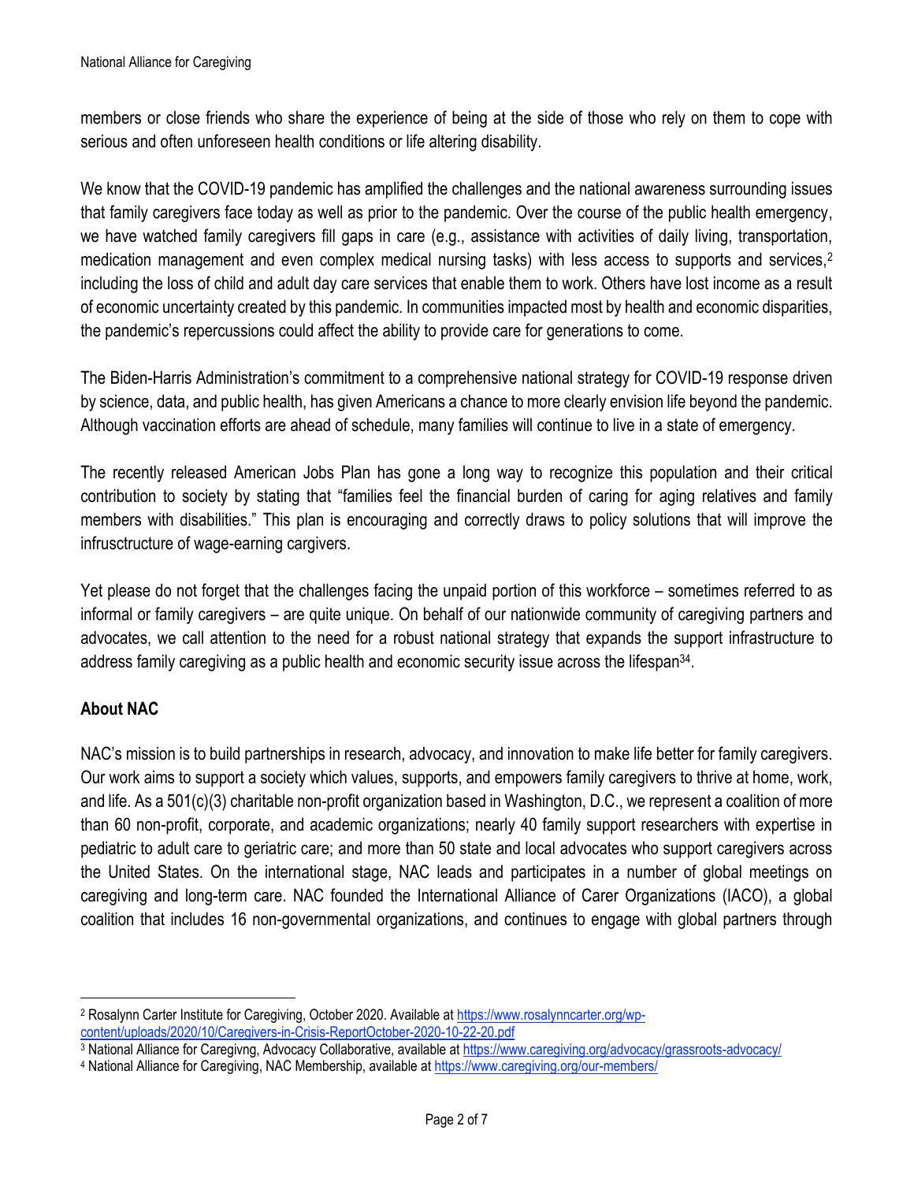members or close friends who share the experience of being at the side of those who rely on them to cope with serious and often unforeseen health conditions or life altering disability.

We know that the COVID-19 pandemic has amplified the challenges and the national awareness surrounding issues that family caregivers face today as well as prior to the pandemic. Over the course of the public health emergency, we have watched family caregivers fill gaps in care (e.g., assistance with activities of daily living, transportation, medication management and even complex medical nursing tasks) with less access to supports and services,[2] including the loss of child and adult day care services that enable them to work. Others have lost income as a result of economic uncertainty created by this pandemic. In communities impacted most by health and economic disparities, the pandemic's repercussions could affect the ability to provide care for generations to come.

The Biden-Harris Administration's commitment to a comprehensive national strategy for COVID-19 response driven by science, data, and public health, has given Americans a chance to more clearly envision life beyond the pandemic. Although vaccination efforts are ahead of schedule, many families will continue to live in a state of emergency.

The recently released American Jobs Plan has gone a long way to recognize this population and their critical contribution to society by stating that "families feel the financial burden of caring for aging relatives and family members with disabilities." This plan is encouraging and correctly draws to policy solutions that will improve the infrusctructure of wage-earning cargivers.

Yet please do not forget that the challenges facing the unpaid portion of this workforce – sometimes referred to as informal or family caregivers – are quite unique. On behalf of our nationwide community of caregiving partners and advocates, we call attention to the need for a robust national strategy that expands the support infrastructure to address family caregiving as a public health and economic security issue across the lifespan[3][4].

## About NAC

NAC's mission is to build partnerships in research, advocacy, and innovation to make life better for family caregivers. Our work aims to support a society which values, supports, and empowers family caregivers to thrive at home, work, and life. As a 501(c)(3) charitable non-profit organization based in Washington, D.C., we represent a coalition of more than 60 non-profit, corporate, and academic organizations; nearly 40 family support researchers with expertise in pediatric to adult care to geriatric care; and more than 50 state and local advocates who support caregivers across the United States. On the international stage, NAC leads and participates in a number of global meetings on caregiving and long-term care. NAC founded the International Alliance of Carer Organizations (IACO), a global coalition that includes 16 non-governmental organizations, and continues to engage with global partners through

---

[2] Rosalynn Carter Institute for Caregiving, October 2020. Available at https://www.rosalynncarter.org/wp-content/uploads/2020/10/Caregivers-in-Crisis-ReportOctober-2020-10-22-20.pdf

[3] National Alliance for Caregivng, Advocacy Collaborative, available at https://www.caregiving.org/advocacy/grassroots-advocacy/

[4] National Alliance for Caregiving, NAC Membership, available at https://www.caregiving.org/our-members/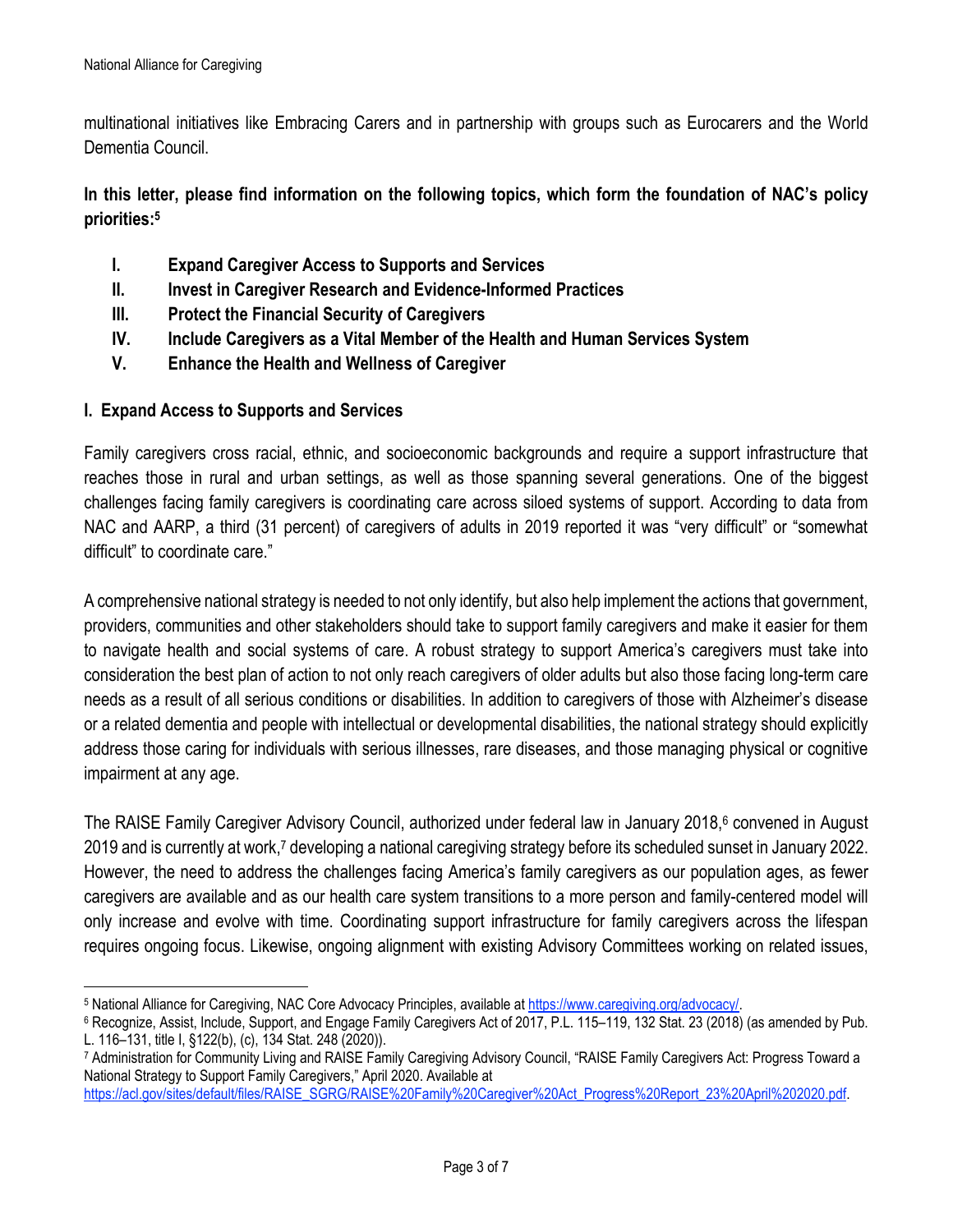multinational initiatives like Embracing Carers and in partnership with groups such as Eurocarers and the World Dementia Council.

**In this letter, please find information on the following topics, which form the foundation of NAC's policy priorities:[5]**

- **I. Expand Caregiver Access to Supports and Services**
- **II. Invest in Caregiver Research and Evidence-Informed Practices**
- **III. Protect the Financial Security of Caregivers**
- **IV. Include Caregivers as a Vital Member of the Health and Human Services System**
- **V. Enhance the Health and Wellness of Caregiver**

## I. Expand Access to Supports and Services

Family caregivers cross racial, ethnic, and socioeconomic backgrounds and require a support infrastructure that reaches those in rural and urban settings, as well as those spanning several generations. One of the biggest challenges facing family caregivers is coordinating care across siloed systems of support. According to data from NAC and AARP, a third (31 percent) of caregivers of adults in 2019 reported it was "very difficult" or "somewhat difficult" to coordinate care."

A comprehensive national strategy is needed to not only identify, but also help implement the actions that government, providers, communities and other stakeholders should take to support family caregivers and make it easier for them to navigate health and social systems of care. A robust strategy to support America's caregivers must take into consideration the best plan of action to not only reach caregivers of older adults but also those facing long-term care needs as a result of all serious conditions or disabilities. In addition to caregivers of those with Alzheimer's disease or a related dementia and people with intellectual or developmental disabilities, the national strategy should explicitly address those caring for individuals with serious illnesses, rare diseases, and those managing physical or cognitive impairment at any age.

The RAISE Family Caregiver Advisory Council, authorized under federal law in January 2018,[6] convened in August 2019 and is currently at work,[7] developing a national caregiving strategy before its scheduled sunset in January 2022. However, the need to address the challenges facing America's family caregivers as our population ages, as fewer caregivers are available and as our health care system transitions to a more person and family-centered model will only increase and evolve with time. Coordinating support infrastructure for family caregivers across the lifespan requires ongoing focus. Likewise, ongoing alignment with existing Advisory Committees working on related issues,

---

[5] National Alliance for Caregiving, NAC Core Advocacy Principles, available at https://www.caregiving.org/advocacy/.

[6] Recognize, Assist, Include, Support, and Engage Family Caregivers Act of 2017, P.L. 115–119, 132 Stat. 23 (2018) (as amended by Pub. L. 116–131, title I, §122(b), (c), 134 Stat. 248 (2020)).

[7] Administration for Community Living and RAISE Family Caregiving Advisory Council, "RAISE Family Caregivers Act: Progress Toward a National Strategy to Support Family Caregivers," April 2020. Available at https://acl.gov/sites/default/files/RAISE_SGRG/RAISE%20Family%20Caregiver%20Act_Progress%20Report_23%20April%202020.pdf.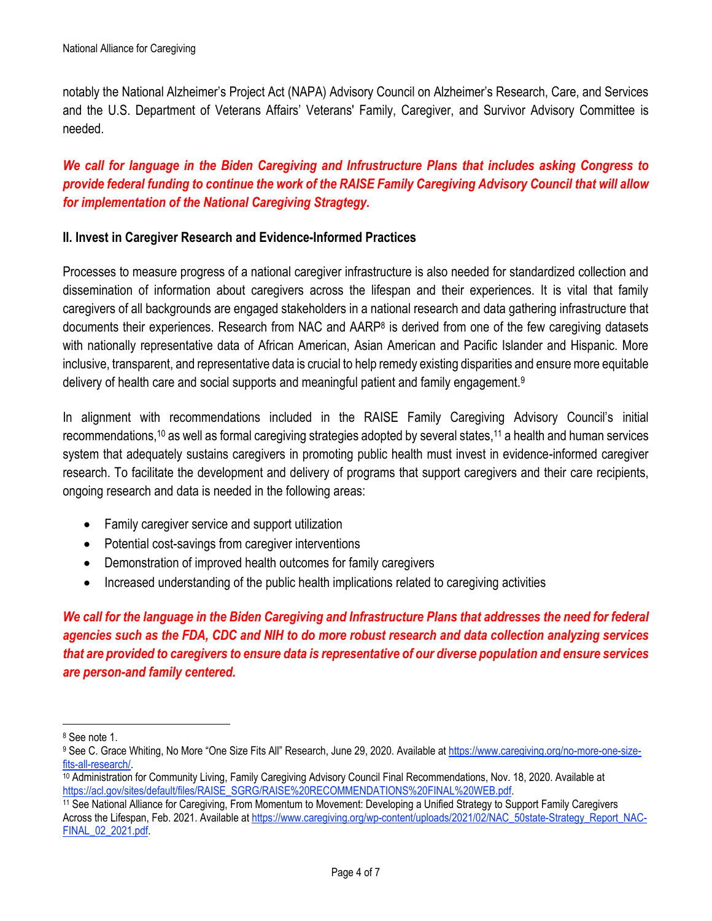notably the National Alzheimer's Project Act (NAPA) Advisory Council on Alzheimer's Research, Care, and Services and the U.S. Department of Veterans Affairs' Veterans' Family, Caregiver, and Survivor Advisory Committee is needed.

***We call for language in the Biden Caregiving and Infrustructure Plans that includes asking Congress to provide federal funding to continue the work of the RAISE Family Caregiving Advisory Council that will allow for implementation of the National Caregiving Stragtegy.***

**II. Invest in Caregiver Research and Evidence-Informed Practices**

Processes to measure progress of a national caregiver infrastructure is also needed for standardized collection and dissemination of information about caregivers across the lifespan and their experiences. It is vital that family caregivers of all backgrounds are engaged stakeholders in a national research and data gathering infrastructure that documents their experiences. Research from NAC and AARP[8] is derived from one of the few caregiving datasets with nationally representative data of African American, Asian American and Pacific Islander and Hispanic. More inclusive, transparent, and representative data is crucial to help remedy existing disparities and ensure more equitable delivery of health care and social supports and meaningful patient and family engagement.[9]

In alignment with recommendations included in the RAISE Family Caregiving Advisory Council's initial recommendations,[10] as well as formal caregiving strategies adopted by several states,[11] a health and human services system that adequately sustains caregivers in promoting public health must invest in evidence-informed caregiver research. To facilitate the development and delivery of programs that support caregivers and their care recipients, ongoing research and data is needed in the following areas:

- Family caregiver service and support utilization
- Potential cost-savings from caregiver interventions
- Demonstration of improved health outcomes for family caregivers
- Increased understanding of the public health implications related to caregiving activities

***We call for the language in the Biden Caregiving and Infrastructure Plans that addresses the need for federal agencies such as the FDA, CDC and NIH to do more robust research and data collection analyzing services that are provided to caregivers to ensure data is representative of our diverse population and ensure services are person-and family centered.***

---

[8] See note 1.

[9] See C. Grace Whiting, No More "One Size Fits All" Research, June 29, 2020. Available at https://www.caregiving.org/no-more-one-size-fits-all-research/.

[10] Administration for Community Living, Family Caregiving Advisory Council Final Recommendations, Nov. 18, 2020. Available at https://acl.gov/sites/default/files/RAISE_SGRG/RAISE%20RECOMMENDATIONS%20FINAL%20WEB.pdf.

[11] See National Alliance for Caregiving, From Momentum to Movement: Developing a Unified Strategy to Support Family Caregivers Across the Lifespan, Feb. 2021. Available at https://www.caregiving.org/wp-content/uploads/2021/02/NAC_50state-Strategy_Report_NAC-FINAL_02_2021.pdf.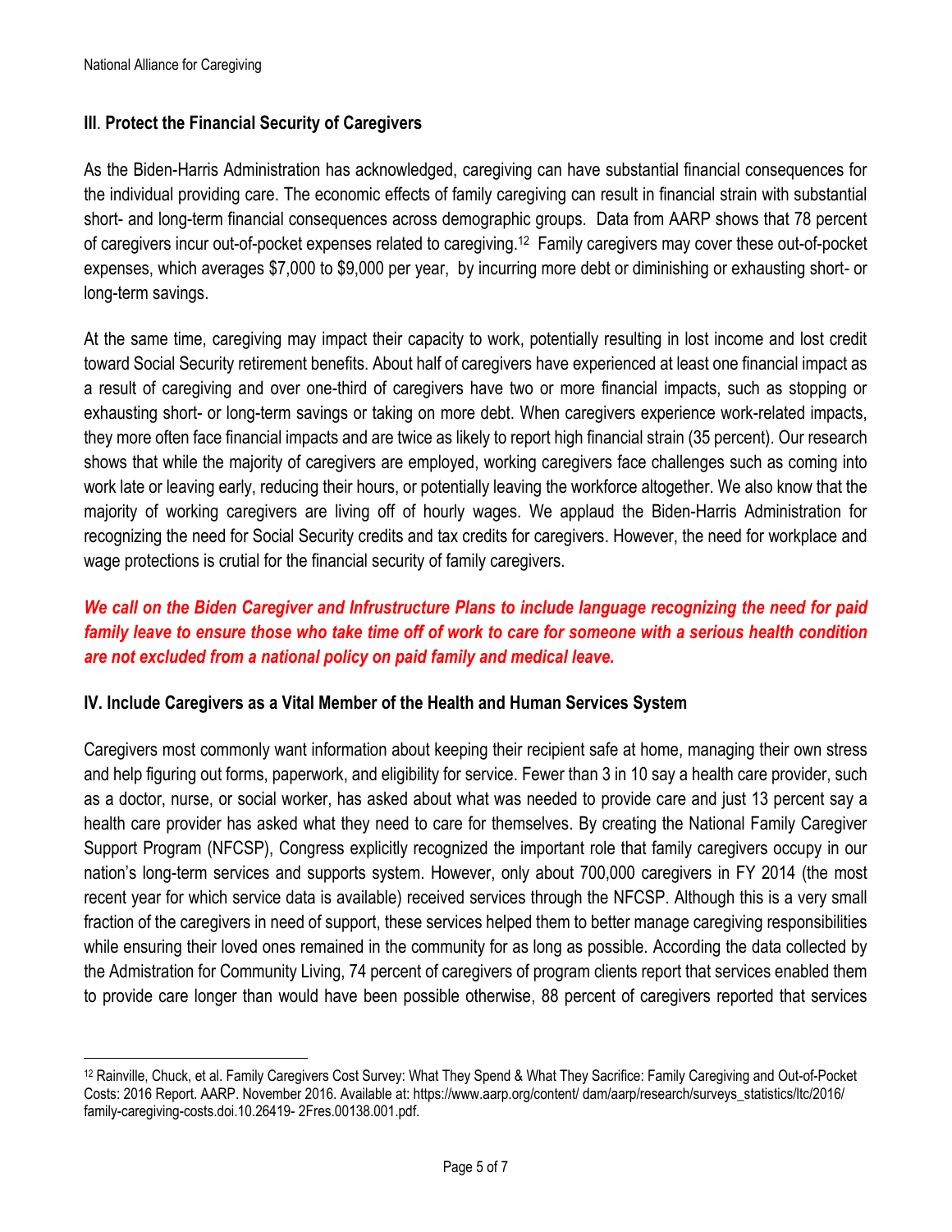## III. Protect the Financial Security of Caregivers

As the Biden-Harris Administration has acknowledged, caregiving can have substantial financial consequences for the individual providing care. The economic effects of family caregiving can result in financial strain with substantial short- and long-term financial consequences across demographic groups. Data from AARP shows that 78 percent of caregivers incur out-of-pocket expenses related to caregiving.[12] Family caregivers may cover these out-of-pocket expenses, which averages $7,000 to $9,000 per year, by incurring more debt or diminishing or exhausting short- or long-term savings.

At the same time, caregiving may impact their capacity to work, potentially resulting in lost income and lost credit toward Social Security retirement benefits. About half of caregivers have experienced at least one financial impact as a result of caregiving and over one-third of caregivers have two or more financial impacts, such as stopping or exhausting short- or long-term savings or taking on more debt. When caregivers experience work-related impacts, they more often face financial impacts and are twice as likely to report high financial strain (35 percent). Our research shows that while the majority of caregivers are employed, working caregivers face challenges such as coming into work late or leaving early, reducing their hours, or potentially leaving the workforce altogether. We also know that the majority of working caregivers are living off of hourly wages. We applaud the Biden-Harris Administration for recognizing the need for Social Security credits and tax credits for caregivers. However, the need for workplace and wage protections is crutial for the financial security of family caregivers.

***We call on the Biden Caregiver and Infrustructure Plans to include language recognizing the need for paid family leave to ensure those who take time off of work to care for someone with a serious health condition are not excluded from a national policy on paid family and medical leave.***

## IV. Include Caregivers as a Vital Member of the Health and Human Services System

Caregivers most commonly want information about keeping their recipient safe at home, managing their own stress and help figuring out forms, paperwork, and eligibility for service. Fewer than 3 in 10 say a health care provider, such as a doctor, nurse, or social worker, has asked about what was needed to provide care and just 13 percent say a health care provider has asked what they need to care for themselves. By creating the National Family Caregiver Support Program (NFCSP), Congress explicitly recognized the important role that family caregivers occupy in our nation's long-term services and supports system. However, only about 700,000 caregivers in FY 2014 (the most recent year for which service data is available) received services through the NFCSP. Although this is a very small fraction of the caregivers in need of support, these services helped them to better manage caregiving responsibilities while ensuring their loved ones remained in the community for as long as possible. According the data collected by the Admistration for Community Living, 74 percent of caregivers of program clients report that services enabled them to provide care longer than would have been possible otherwise, 88 percent of caregivers reported that services

---

[12] Rainville, Chuck, et al. Family Caregivers Cost Survey: What They Spend & What They Sacrifice: Family Caregiving and Out-of-Pocket Costs: 2016 Report. AARP. November 2016. Available at: https://www.aarp.org/content/ dam/aarp/research/surveys_statistics/ltc/2016/ family-caregiving-costs.doi.10.26419- 2Fres.00138.001.pdf.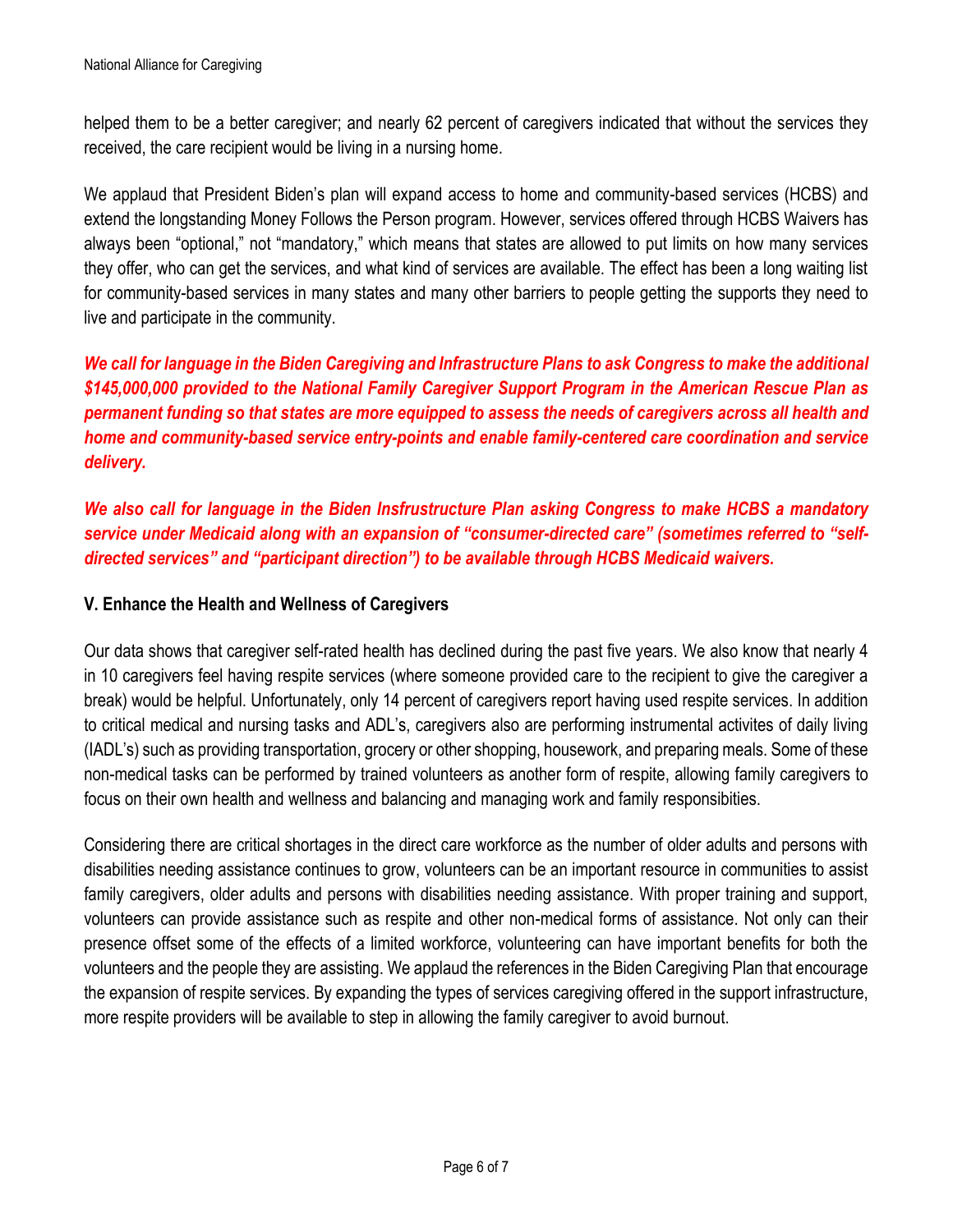helped them to be a better caregiver; and nearly 62 percent of caregivers indicated that without the services they received, the care recipient would be living in a nursing home.

We applaud that President Biden's plan will expand access to home and community-based services (HCBS) and extend the longstanding Money Follows the Person program. However, services offered through HCBS Waivers has always been "optional," not "mandatory," which means that states are allowed to put limits on how many services they offer, who can get the services, and what kind of services are available. The effect has been a long waiting list for community-based services in many states and many other barriers to people getting the supports they need to live and participate in the community.

***We call for language in the Biden Caregiving and Infrastructure Plans to ask Congress to make the additional $145,000,000 provided to the National Family Caregiver Support Program in the American Rescue Plan as permanent funding so that states are more equipped to assess the needs of caregivers across all health and home and community-based service entry-points and enable family-centered care coordination and service delivery.***

***We also call for language in the Biden Insfrustructure Plan asking Congress to make HCBS a mandatory service under Medicaid along with an expansion of "consumer-directed care" (sometimes referred to "self-directed services" and "participant direction") to be available through HCBS Medicaid waivers.***

## V. Enhance the Health and Wellness of Caregivers

Our data shows that caregiver self-rated health has declined during the past five years. We also know that nearly 4 in 10 caregivers feel having respite services (where someone provided care to the recipient to give the caregiver a break) would be helpful. Unfortunately, only 14 percent of caregivers report having used respite services. In addition to critical medical and nursing tasks and ADL's, caregivers also are performing instrumental activites of daily living (IADL's) such as providing transportation, grocery or other shopping, housework, and preparing meals. Some of these non-medical tasks can be performed by trained volunteers as another form of respite, allowing family caregivers to focus on their own health and wellness and balancing and managing work and family responsibities.

Considering there are critical shortages in the direct care workforce as the number of older adults and persons with disabilities needing assistance continues to grow, volunteers can be an important resource in communities to assist family caregivers, older adults and persons with disabilities needing assistance. With proper training and support, volunteers can provide assistance such as respite and other non-medical forms of assistance. Not only can their presence offset some of the effects of a limited workforce, volunteering can have important benefits for both the volunteers and the people they are assisting. We applaud the references in the Biden Caregiving Plan that encourage the expansion of respite services. By expanding the types of services caregiving offered in the support infrastructure, more respite providers will be available to step in allowing the family caregiver to avoid burnout.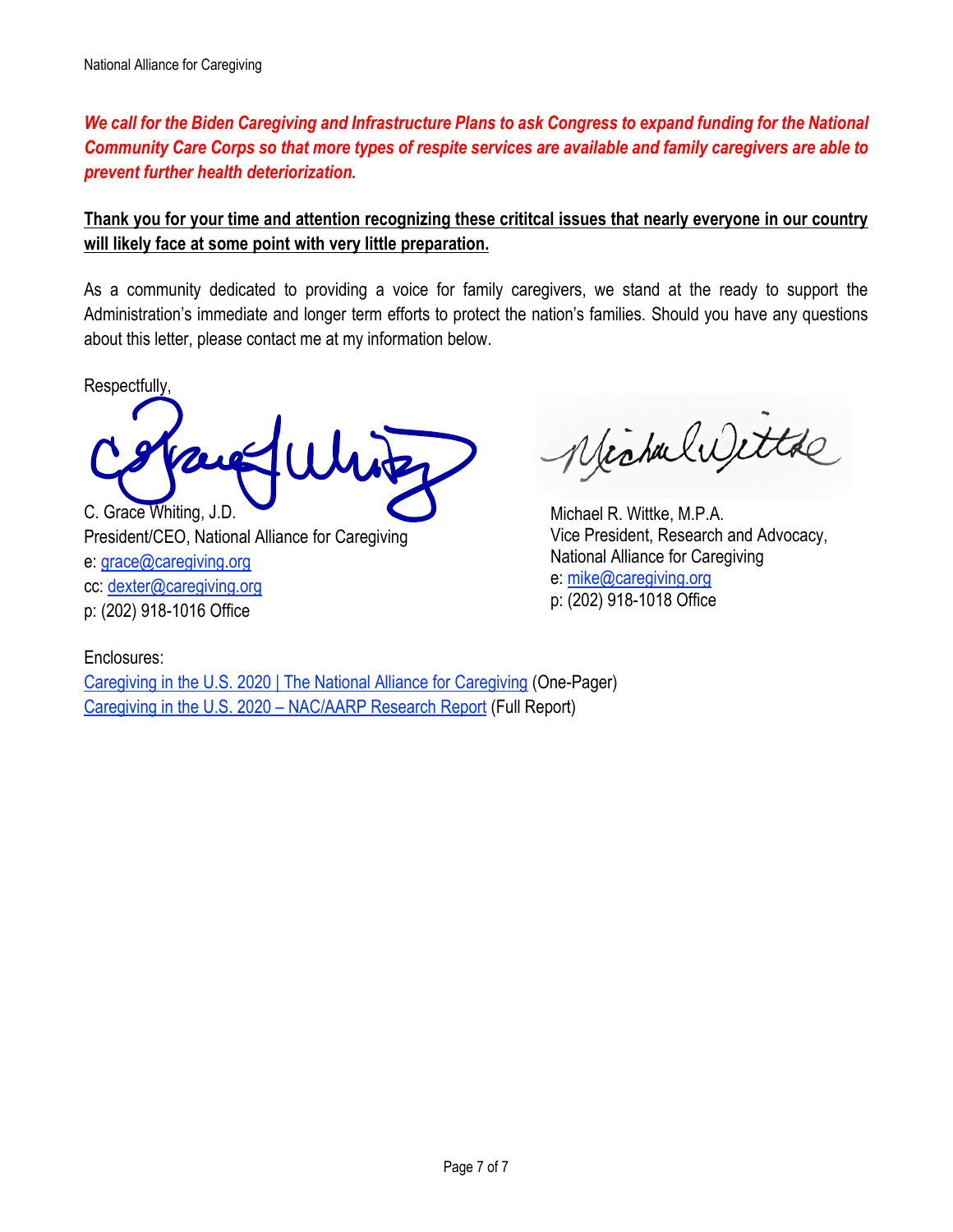***We call for the Biden Caregiving and Infrastructure Plans to ask Congress to expand funding for the National Community Care Corps so that more types of respite services are available and family caregivers are able to prevent further health deterioriization.***

**Thank you for your time and attention recognizing these crititcal issues that nearly everyone in our country will likely face at some point with very little preparation.**

As a community dedicated to providing a voice for family caregivers, we stand at the ready to support the Administration's immediate and longer term efforts to protect the nation's families. Should you have any questions about this letter, please contact me at my information below.

Respectfully,

C. Grace Whiting, J.D.
President/CEO, National Alliance for Caregiving
e: grace@caregiving.org
cc: dexter@caregiving.org
p: (202) 918-1016 Office

Michael R. Wittke, M.P.A.
Vice President, Research and Advocacy,
National Alliance for Caregiving
e: mike@caregiving.org
p: (202) 918-1018 Office

Enclosures:
Caregiving in the U.S. 2020 | The National Alliance for Caregiving (One-Pager)
Caregiving in the U.S. 2020 – NAC/AARP Research Report (Full Report)